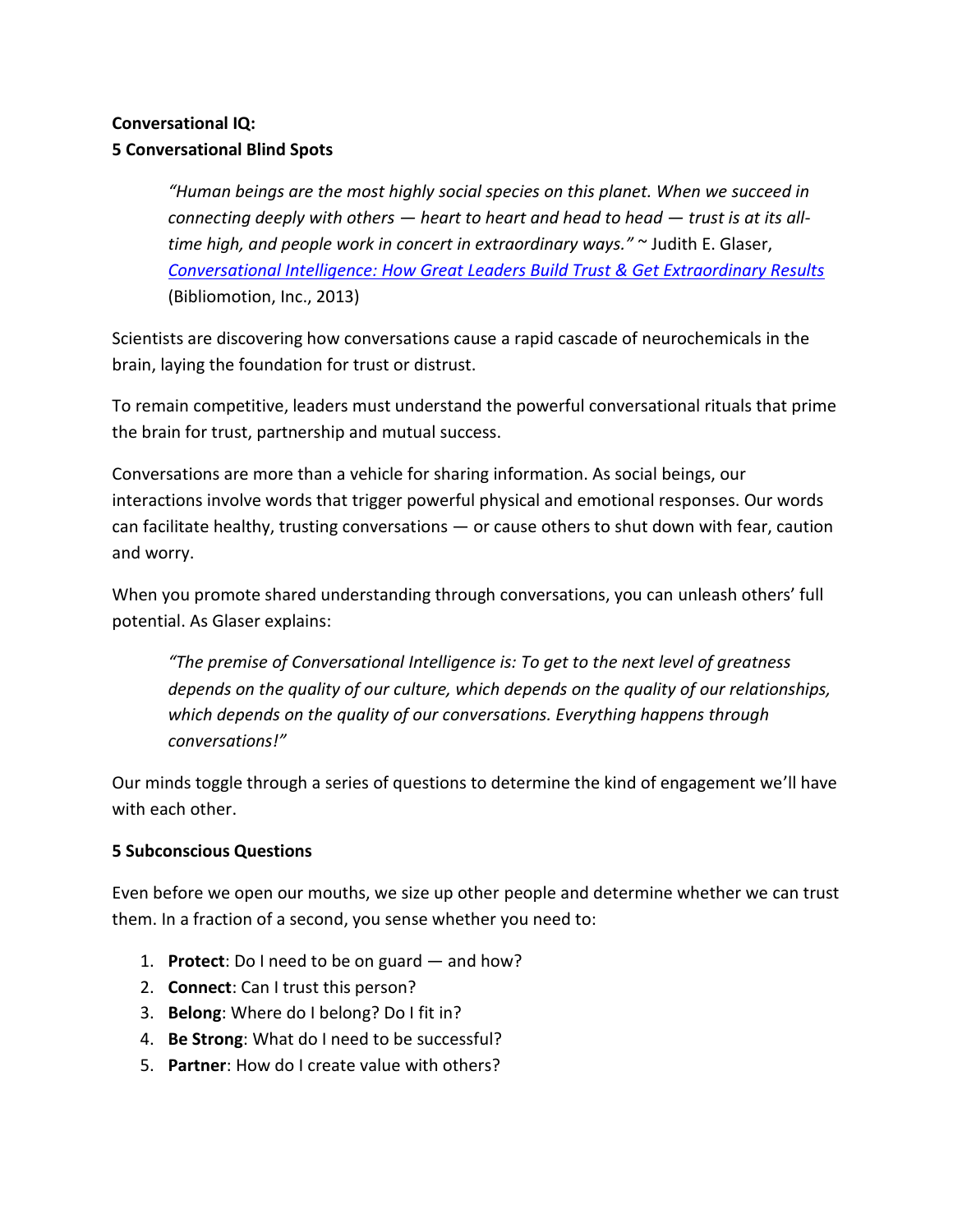**Conversational IQ:**
**5 Conversational Blind Spots**

> *"Human beings are the most highly social species on this planet. When we succeed in connecting deeply with others — heart to heart and head to head — trust is at its all-time high, and people work in concert in extraordinary ways."* ~ Judith E. Glaser, *Conversational Intelligence: How Great Leaders Build Trust & Get Extraordinary Results* (Bibliomotion, Inc., 2013)

Scientists are discovering how conversations cause a rapid cascade of neurochemicals in the brain, laying the foundation for trust or distrust.

To remain competitive, leaders must understand the powerful conversational rituals that prime the brain for trust, partnership and mutual success.

Conversations are more than a vehicle for sharing information. As social beings, our interactions involve words that trigger powerful physical and emotional responses. Our words can facilitate healthy, trusting conversations — or cause others to shut down with fear, caution and worry.

When you promote shared understanding through conversations, you can unleash others' full potential. As Glaser explains:

> *"The premise of Conversational Intelligence is: To get to the next level of greatness depends on the quality of our culture, which depends on the quality of our relationships, which depends on the quality of our conversations. Everything happens through conversations!"*

Our minds toggle through a series of questions to determine the kind of engagement we'll have with each other.

**5 Subconscious Questions**

Even before we open our mouths, we size up other people and determine whether we can trust them. In a fraction of a second, you sense whether you need to:

1. **Protect**: Do I need to be on guard — and how?
2. **Connect**: Can I trust this person?
3. **Belong**: Where do I belong? Do I fit in?
4. **Be Strong**: What do I need to be successful?
5. **Partner**: How do I create value with others?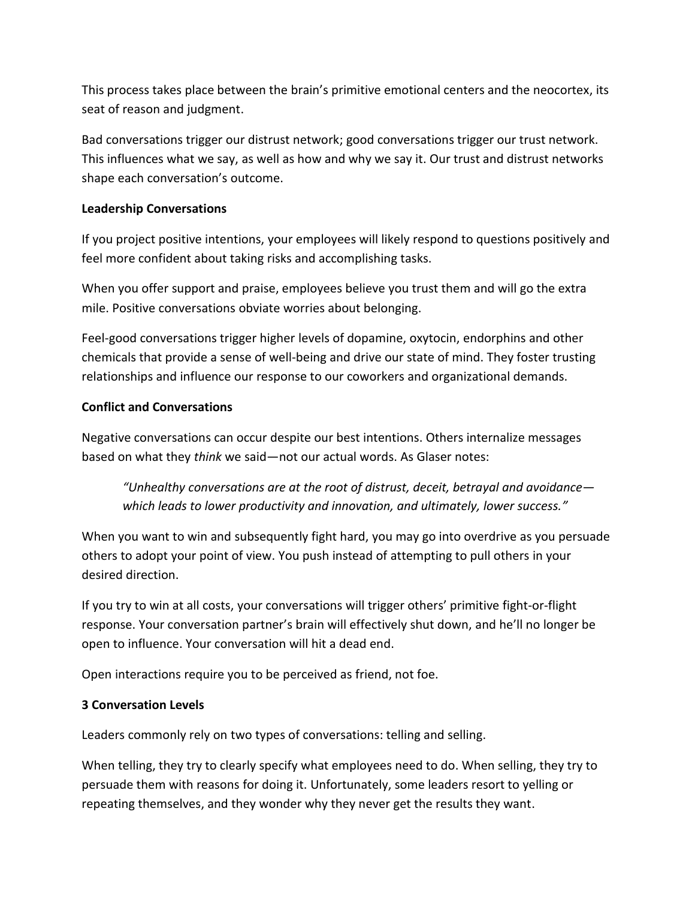This process takes place between the brain's primitive emotional centers and the neocortex, its seat of reason and judgment.

Bad conversations trigger our distrust network; good conversations trigger our trust network. This influences what we say, as well as how and why we say it. Our trust and distrust networks shape each conversation's outcome.

**Leadership Conversations**

If you project positive intentions, your employees will likely respond to questions positively and feel more confident about taking risks and accomplishing tasks.

When you offer support and praise, employees believe you trust them and will go the extra mile. Positive conversations obviate worries about belonging.

Feel-good conversations trigger higher levels of dopamine, oxytocin, endorphins and other chemicals that provide a sense of well-being and drive our state of mind. They foster trusting relationships and influence our response to our coworkers and organizational demands.

**Conflict and Conversations**

Negative conversations can occur despite our best intentions. Others internalize messages based on what they *think* we said—not our actual words. As Glaser notes:

> *"Unhealthy conversations are at the root of distrust, deceit, betrayal and avoidance—which leads to lower productivity and innovation, and ultimately, lower success."*

When you want to win and subsequently fight hard, you may go into overdrive as you persuade others to adopt your point of view. You push instead of attempting to pull others in your desired direction.

If you try to win at all costs, your conversations will trigger others' primitive fight-or-flight response. Your conversation partner's brain will effectively shut down, and he'll no longer be open to influence. Your conversation will hit a dead end.

Open interactions require you to be perceived as friend, not foe.

**3 Conversation Levels**

Leaders commonly rely on two types of conversations: telling and selling.

When telling, they try to clearly specify what employees need to do. When selling, they try to persuade them with reasons for doing it. Unfortunately, some leaders resort to yelling or repeating themselves, and they wonder why they never get the results they want.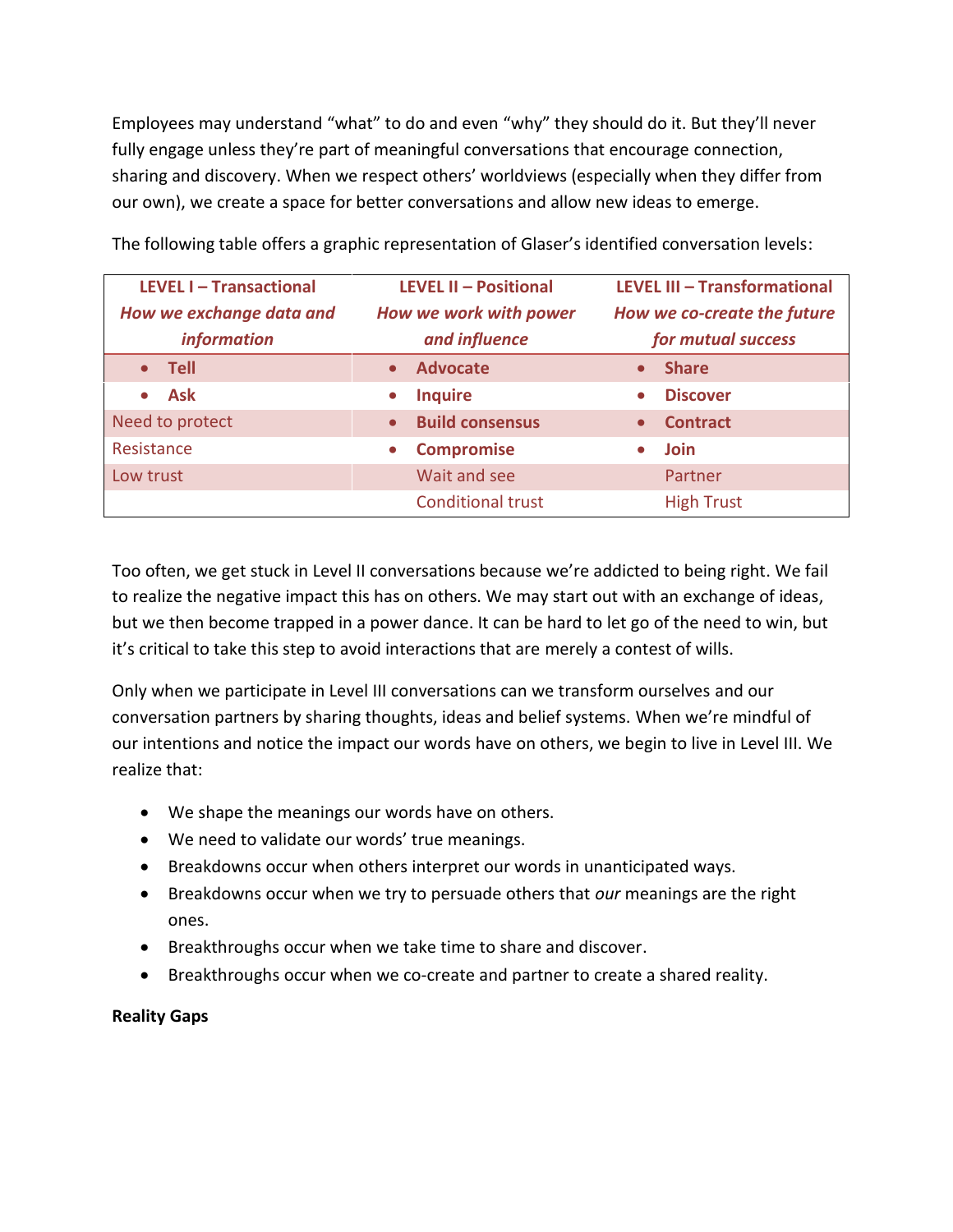Employees may understand “what” to do and even “why” they should do it. But they’ll never fully engage unless they’re part of meaningful conversations that encourage connection, sharing and discovery. When we respect others’ worldviews (especially when they differ from our own), we create a space for better conversations and allow new ideas to emerge.

The following table offers a graphic representation of Glaser’s identified conversation levels:

| **LEVEL I – Transactional** *How we exchange data and information* | **LEVEL II – Positional** *How we work with power and influence* | **LEVEL III – Transformational** *How we co-create the future for mutual success* |
|---|---|---|
| • **Tell** | • **Advocate** | • **Share** |
| • **Ask** | • **Inquire** | • **Discover** |
| Need to protect | • **Build consensus** | • **Contract** |
| Resistance | • **Compromise** | • **Join** |
| Low trust | Wait and see | Partner |
| | Conditional trust | High Trust |

Too often, we get stuck in Level II conversations because we’re addicted to being right. We fail to realize the negative impact this has on others. We may start out with an exchange of ideas, but we then become trapped in a power dance. It can be hard to let go of the need to win, but it’s critical to take this step to avoid interactions that are merely a contest of wills.

Only when we participate in Level III conversations can we transform ourselves and our conversation partners by sharing thoughts, ideas and belief systems. When we’re mindful of our intentions and notice the impact our words have on others, we begin to live in Level III. We realize that:

- We shape the meanings our words have on others.
- We need to validate our words’ true meanings.
- Breakdowns occur when others interpret our words in unanticipated ways.
- Breakdowns occur when we try to persuade others that *our* meanings are the right ones.
- Breakthroughs occur when we take time to share and discover.
- Breakthroughs occur when we co-create and partner to create a shared reality.

**Reality Gaps**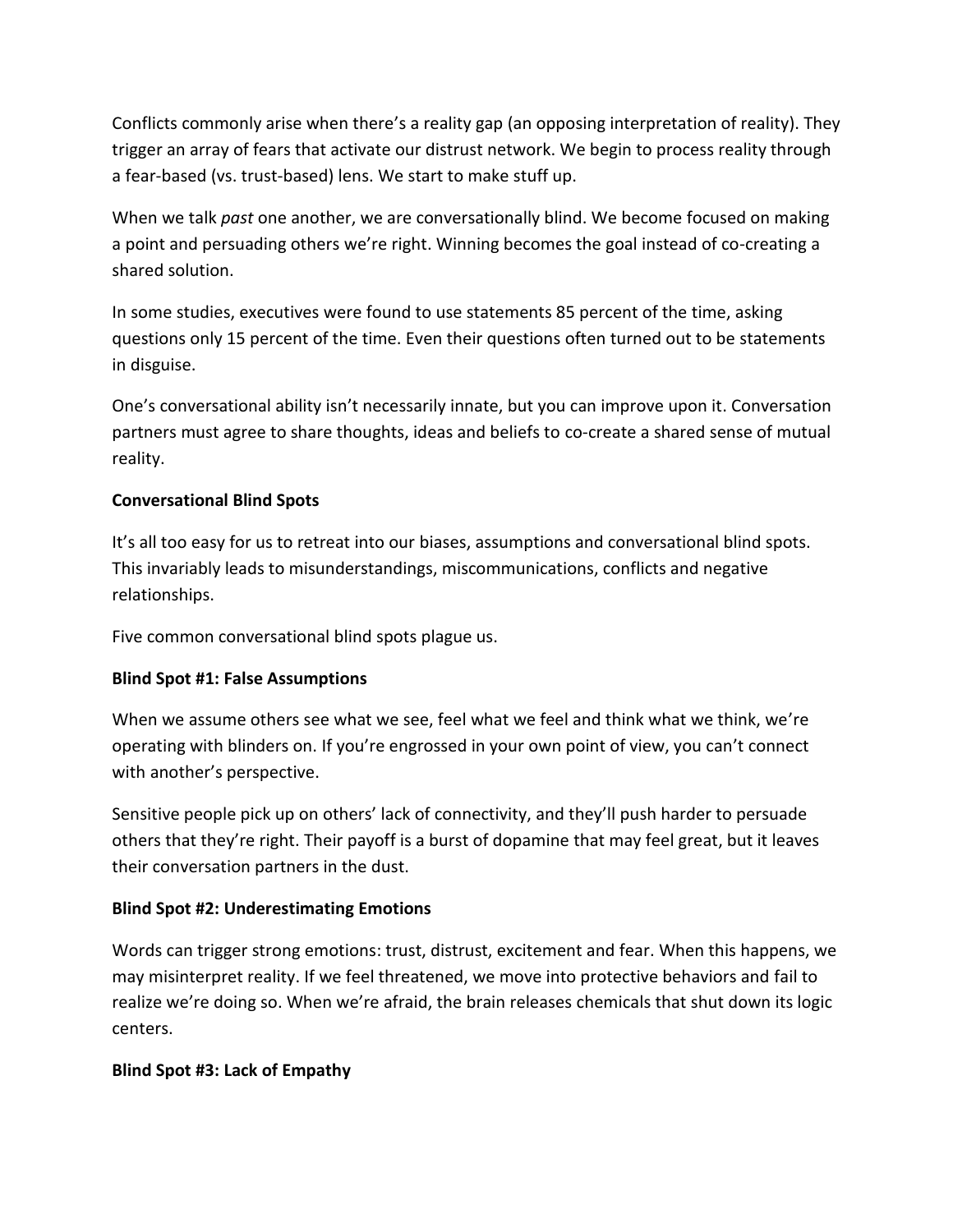Conflicts commonly arise when there's a reality gap (an opposing interpretation of reality). They trigger an array of fears that activate our distrust network. We begin to process reality through a fear-based (vs. trust-based) lens. We start to make stuff up.

When we talk *past* one another, we are conversationally blind. We become focused on making a point and persuading others we're right. Winning becomes the goal instead of co-creating a shared solution.

In some studies, executives were found to use statements 85 percent of the time, asking questions only 15 percent of the time. Even their questions often turned out to be statements in disguise.

One's conversational ability isn't necessarily innate, but you can improve upon it. Conversation partners must agree to share thoughts, ideas and beliefs to co-create a shared sense of mutual reality.

**Conversational Blind Spots**

It's all too easy for us to retreat into our biases, assumptions and conversational blind spots. This invariably leads to misunderstandings, miscommunications, conflicts and negative relationships.

Five common conversational blind spots plague us.

**Blind Spot #1: False Assumptions**

When we assume others see what we see, feel what we feel and think what we think, we're operating with blinders on. If you're engrossed in your own point of view, you can't connect with another's perspective.

Sensitive people pick up on others' lack of connectivity, and they'll push harder to persuade others that they're right. Their payoff is a burst of dopamine that may feel great, but it leaves their conversation partners in the dust.

**Blind Spot #2: Underestimating Emotions**

Words can trigger strong emotions: trust, distrust, excitement and fear. When this happens, we may misinterpret reality. If we feel threatened, we move into protective behaviors and fail to realize we're doing so. When we're afraid, the brain releases chemicals that shut down its logic centers.

**Blind Spot #3: Lack of Empathy**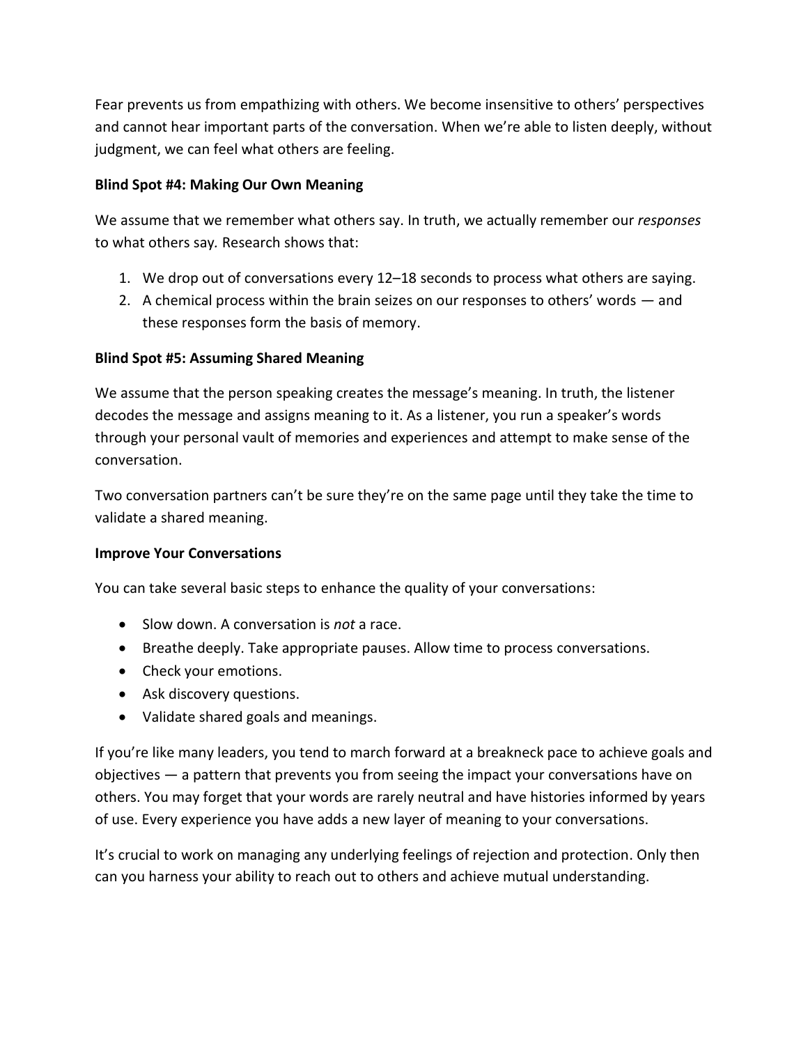Fear prevents us from empathizing with others. We become insensitive to others' perspectives and cannot hear important parts of the conversation. When we're able to listen deeply, without judgment, we can feel what others are feeling.

**Blind Spot #4: Making Our Own Meaning**

We assume that we remember what others say. In truth, we actually remember our *responses* to what others say. Research shows that:

1. We drop out of conversations every 12–18 seconds to process what others are saying.
2. A chemical process within the brain seizes on our responses to others' words — and these responses form the basis of memory.

**Blind Spot #5: Assuming Shared Meaning**

We assume that the person speaking creates the message's meaning. In truth, the listener decodes the message and assigns meaning to it. As a listener, you run a speaker's words through your personal vault of memories and experiences and attempt to make sense of the conversation.

Two conversation partners can't be sure they're on the same page until they take the time to validate a shared meaning.

**Improve Your Conversations**

You can take several basic steps to enhance the quality of your conversations:

- Slow down. A conversation is *not* a race.
- Breathe deeply. Take appropriate pauses. Allow time to process conversations.
- Check your emotions.
- Ask discovery questions.
- Validate shared goals and meanings.

If you're like many leaders, you tend to march forward at a breakneck pace to achieve goals and objectives — a pattern that prevents you from seeing the impact your conversations have on others. You may forget that your words are rarely neutral and have histories informed by years of use. Every experience you have adds a new layer of meaning to your conversations.

It's crucial to work on managing any underlying feelings of rejection and protection. Only then can you harness your ability to reach out to others and achieve mutual understanding.